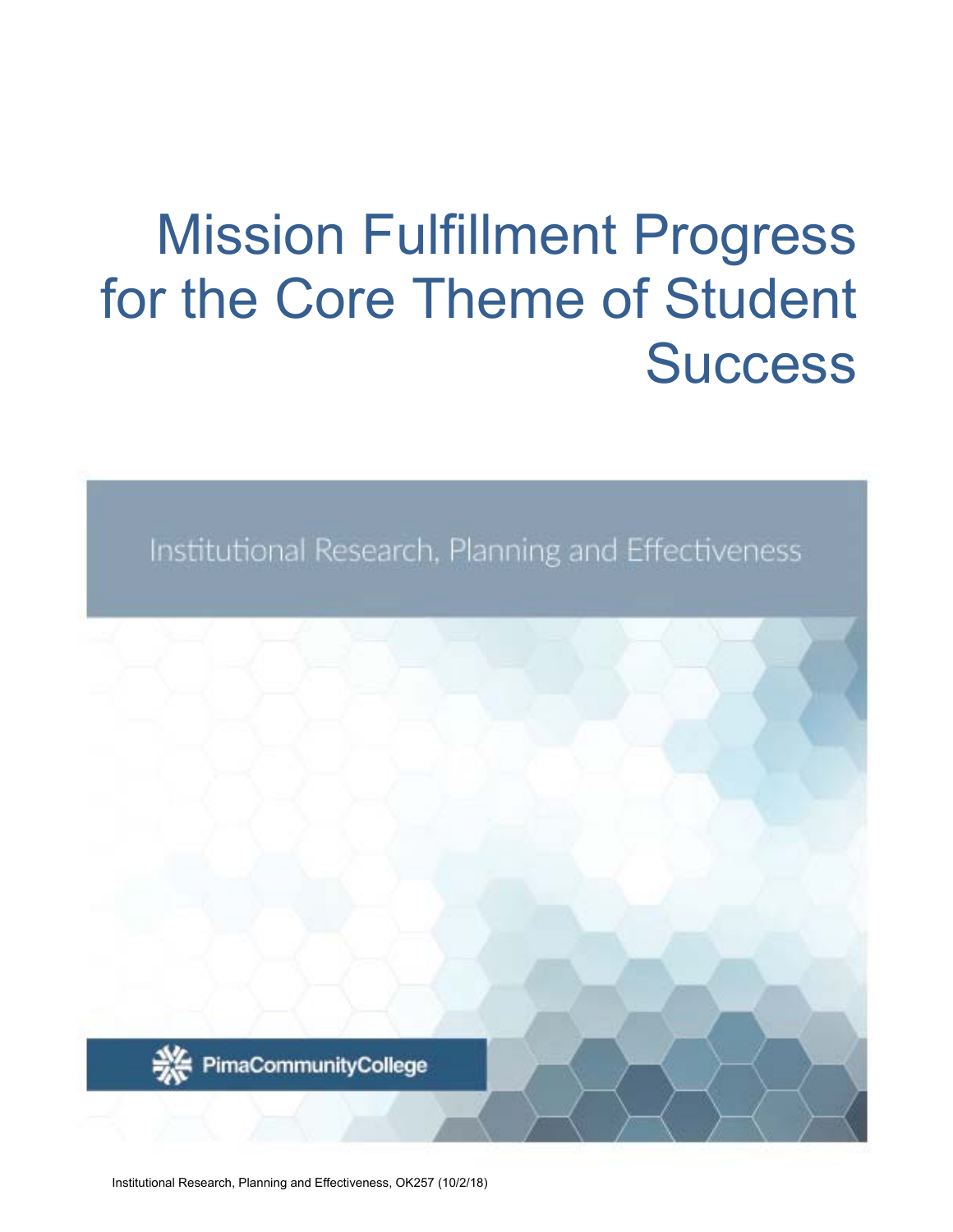# Mission Fulfillment Progress for the Core Theme of Student Success

Institutional Research, Planning and Effectiveness

PimaCommunityCollege

Institutional Research, Planning and Effectiveness, OK257 (10/2/18)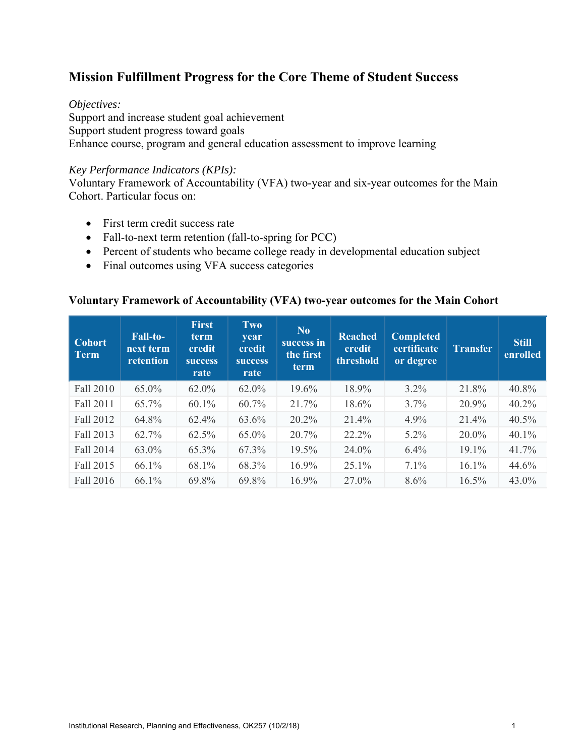## Mission Fulfillment Progress for the Core Theme of Student Success

*Objectives:*
Support and increase student goal achievement
Support student progress toward goals
Enhance course, program and general education assessment to improve learning

*Key Performance Indicators (KPIs):*
Voluntary Framework of Accountability (VFA) two-year and six-year outcomes for the Main Cohort. Particular focus on:

- First term credit success rate
- Fall-to-next term retention (fall-to-spring for PCC)
- Percent of students who became college ready in developmental education subject
- Final outcomes using VFA success categories

### Voluntary Framework of Accountability (VFA) two-year outcomes for the Main Cohort

| Cohort Term | Fall-to-next term retention | First term credit success rate | Two year credit success rate | No success in the first term | Reached credit threshold | Completed certificate or degree | Transfer | Still enrolled |
|---|---|---|---|---|---|---|---|---|
| Fall 2010 | 65.0% | 62.0% | 62.0% | 19.6% | 18.9% | 3.2% | 21.8% | 40.8% |
| Fall 2011 | 65.7% | 60.1% | 60.7% | 21.7% | 18.6% | 3.7% | 20.9% | 40.2% |
| Fall 2012 | 64.8% | 62.4% | 63.6% | 20.2% | 21.4% | 4.9% | 21.4% | 40.5% |
| Fall 2013 | 62.7% | 62.5% | 65.0% | 20.7% | 22.2% | 5.2% | 20.0% | 40.1% |
| Fall 2014 | 63.0% | 65.3% | 67.3% | 19.5% | 24.0% | 6.4% | 19.1% | 41.7% |
| Fall 2015 | 66.1% | 68.1% | 68.3% | 16.9% | 25.1% | 7.1% | 16.1% | 44.6% |
| Fall 2016 | 66.1% | 69.8% | 69.8% | 16.9% | 27.0% | 8.6% | 16.5% | 43.0% |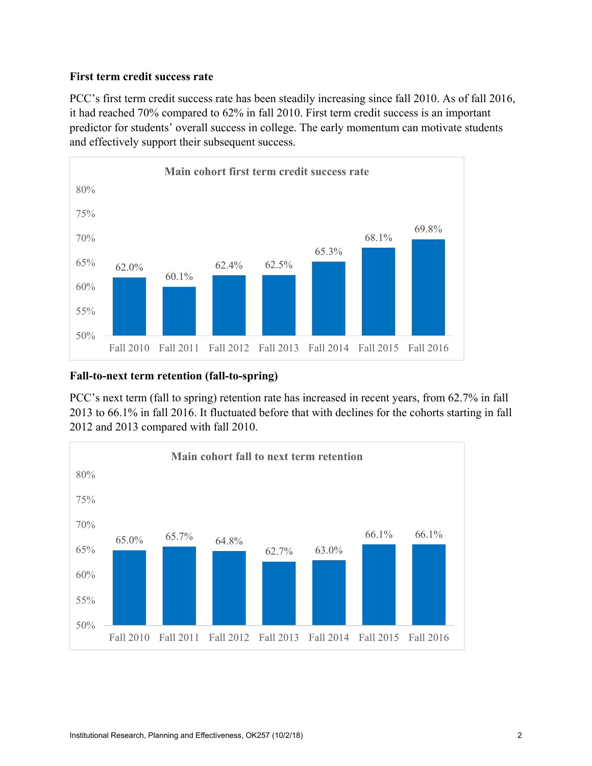**First term credit success rate**

PCC's first term credit success rate has been steadily increasing since fall 2010. As of fall 2016, it had reached 70% compared to 62% in fall 2010. First term credit success is an important predictor for students' overall success in college. The early momentum can motivate students and effectively support their subsequent success.

**Main cohort first term credit success rate**

| Fall 2010 | Fall 2011 | Fall 2012 | Fall 2013 | Fall 2014 | Fall 2015 | Fall 2016 |
|---|---|---|---|---|---|---|
| 62.0% | 60.1% | 62.4% | 62.5% | 65.3% | 68.1% | 69.8% |

**Fall-to-next term retention (fall-to-spring)**

PCC's next term (fall to spring) retention rate has increased in recent years, from 62.7% in fall 2013 to 66.1% in fall 2016. It fluctuated before that with declines for the cohorts starting in fall 2012 and 2013 compared with fall 2010.

**Main cohort fall to next term retention**

| Fall 2010 | Fall 2011 | Fall 2012 | Fall 2013 | Fall 2014 | Fall 2015 | Fall 2016 |
|---|---|---|---|---|---|---|
| 65.0% | 65.7% | 64.8% | 62.7% | 63.0% | 66.1% | 66.1% |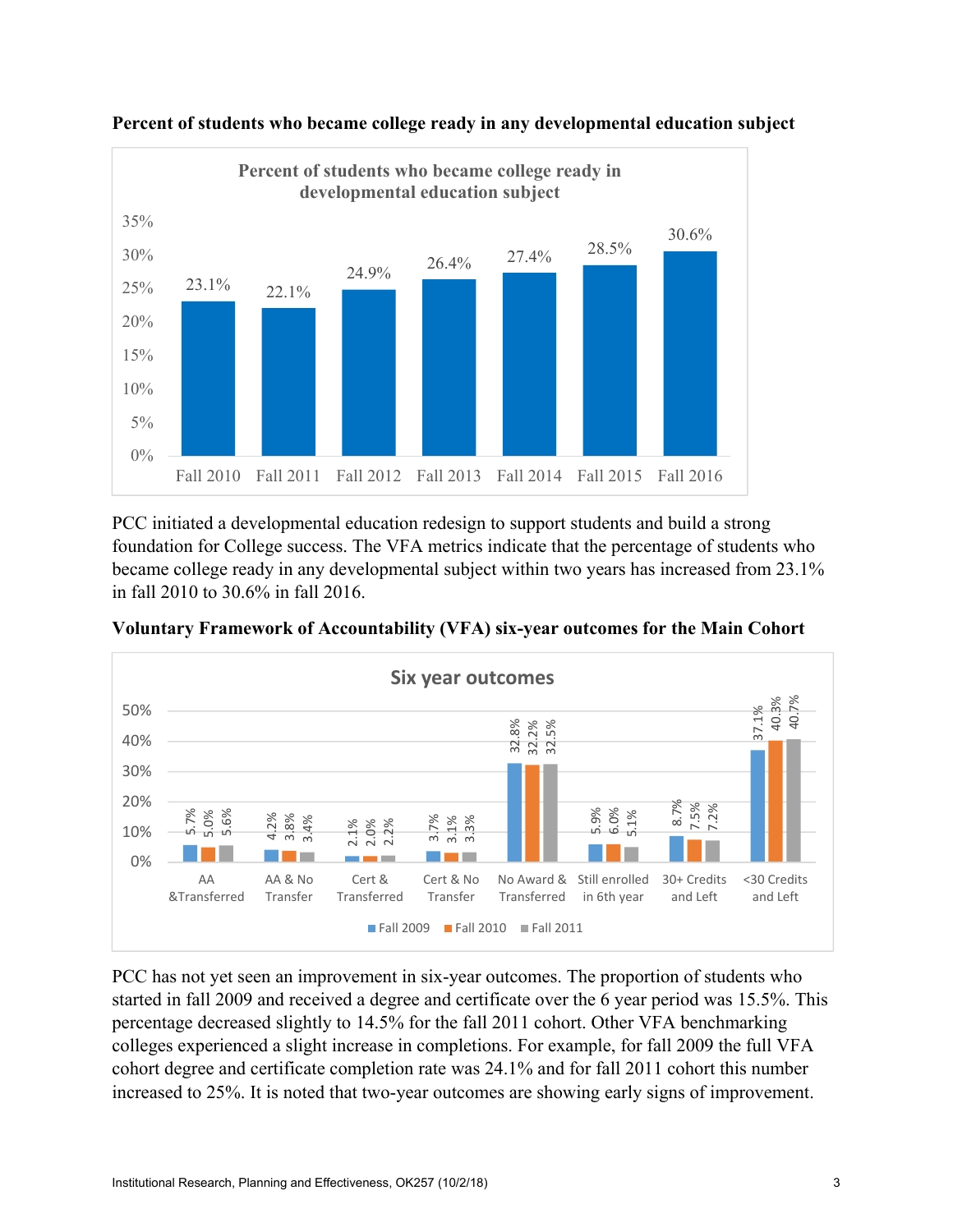**Percent of students who became college ready in any developmental education subject**

Percent of students who became college ready in developmental education subject

| Cohort | Percent |
| --- | --- |
| Fall 2010 | 23.1% |
| Fall 2011 | 22.1% |
| Fall 2012 | 24.9% |
| Fall 2013 | 26.4% |
| Fall 2014 | 27.4% |
| Fall 2015 | 28.5% |
| Fall 2016 | 30.6% |

PCC initiated a developmental education redesign to support students and build a strong foundation for College success. The VFA metrics indicate that the percentage of students who became college ready in any developmental subject within two years has increased from 23.1% in fall 2010 to 30.6% in fall 2016.

**Voluntary Framework of Accountability (VFA) six-year outcomes for the Main Cohort**

Six year outcomes

| Outcome | Fall 2009 | Fall 2010 | Fall 2011 |
| --- | --- | --- | --- |
| AA &Transferred | 5.7% | 5.0% | 5.6% |
| AA & No Transfer | 4.2% | 3.8% | 3.4% |
| Cert & Transferred | 2.1% | 2.0% | 2.2% |
| Cert & No Transfer | 3.7% | 3.1% | 3.3% |
| No Award & Transferred | 32.8% | 32.2% | 32.5% |
| Still enrolled in 6th year | 5.9% | 6.0% | 5.1% |
| 30+ Credits and Left | 8.7% | 7.5% | 7.2% |
| <30 Credits and Left | 37.1% | 40.3% | 40.7% |

PCC has not yet seen an improvement in six-year outcomes. The proportion of students who started in fall 2009 and received a degree and certificate over the 6 year period was 15.5%. This percentage decreased slightly to 14.5% for the fall 2011 cohort. Other VFA benchmarking colleges experienced a slight increase in completions. For example, for fall 2009 the full VFA cohort degree and certificate completion rate was 24.1% and for fall 2011 cohort this number increased to 25%. It is noted that two-year outcomes are showing early signs of improvement.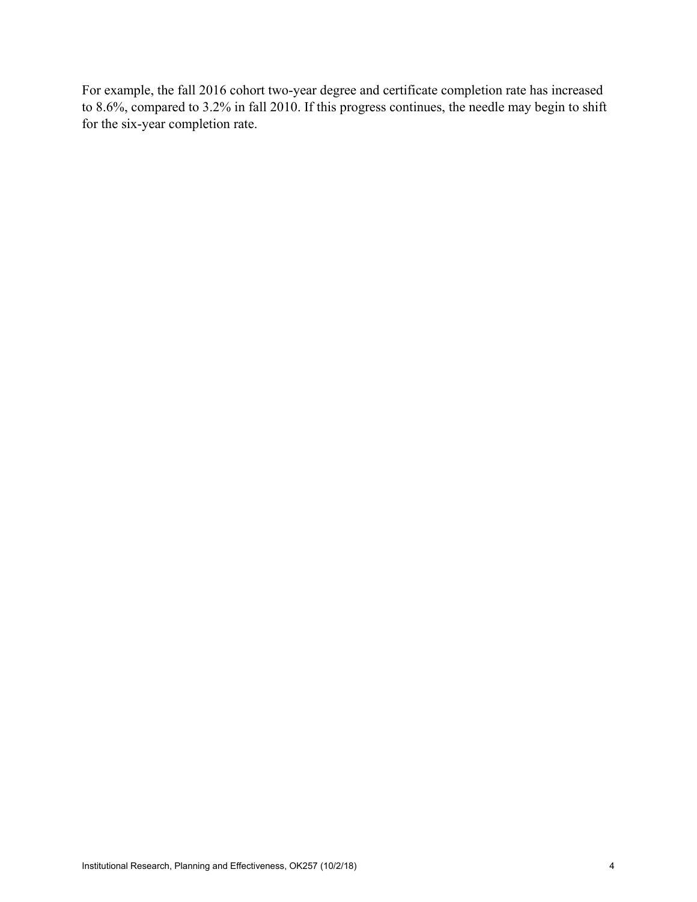For example, the fall 2016 cohort two-year degree and certificate completion rate has increased to 8.6%, compared to 3.2% in fall 2010. If this progress continues, the needle may begin to shift for the six-year completion rate.